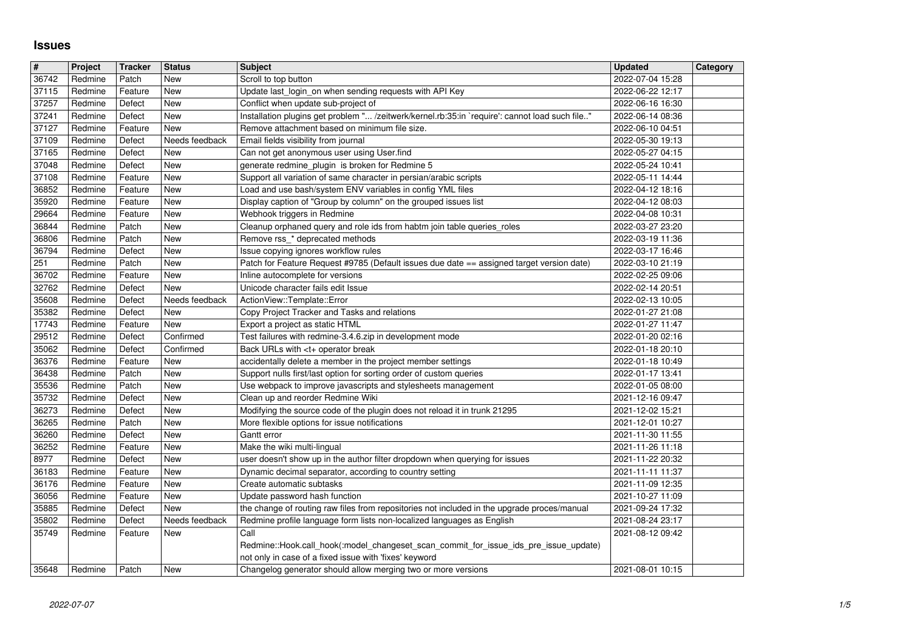# Issues

| # | Project | Tracker | Status | Subject | Updated | Category |
|---|---|---|---|---|---|---|
| 36742 | Redmine | Patch | New | Scroll to top button | 2022-07-04 15:28 | |
| 37115 | Redmine | Feature | New | Update last_login_on when sending requests with API Key | 2022-06-22 12:17 | |
| 37257 | Redmine | Defect | New | Conflict when update sub-project of | 2022-06-16 16:30 | |
| 37241 | Redmine | Defect | New | Installation plugins get problem "... /zeitwerk/kernel.rb:35:in `require': cannot load such file.." | 2022-06-14 08:36 | |
| 37127 | Redmine | Feature | New | Remove attachment based on minimum file size. | 2022-06-10 04:51 | |
| 37109 | Redmine | Defect | Needs feedback | Email fields visibility from journal | 2022-05-30 19:13 | |
| 37165 | Redmine | Defect | New | Can not get anonymous user using User.find | 2022-05-27 04:15 | |
| 37048 | Redmine | Defect | New | generate redmine_plugin is broken for Redmine 5 | 2022-05-24 10:41 | |
| 37108 | Redmine | Feature | New | Support all variation of same character in persian/arabic scripts | 2022-05-11 14:44 | |
| 36852 | Redmine | Feature | New | Load and use bash/system ENV variables in config YML files | 2022-04-12 18:16 | |
| 35920 | Redmine | Feature | New | Display caption of "Group by column" on the grouped issues list | 2022-04-12 08:03 | |
| 29664 | Redmine | Feature | New | Webhook triggers in Redmine | 2022-04-08 10:31 | |
| 36844 | Redmine | Patch | New | Cleanup orphaned query and role ids from habtm join table queries_roles | 2022-03-27 23:20 | |
| 36806 | Redmine | Patch | New | Remove rss_* deprecated methods | 2022-03-19 11:36 | |
| 36794 | Redmine | Defect | New | Issue copying ignores workflow rules | 2022-03-17 16:46 | |
| 251 | Redmine | Patch | New | Patch for Feature Request #9785 (Default issues due date == assigned target version date) | 2022-03-10 21:19 | |
| 36702 | Redmine | Feature | New | Inline autocomplete for versions | 2022-02-25 09:06 | |
| 32762 | Redmine | Defect | New | Unicode character fails edit Issue | 2022-02-14 20:51 | |
| 35608 | Redmine | Defect | Needs feedback | ActionView::Template::Error | 2022-02-13 10:05 | |
| 35382 | Redmine | Defect | New | Copy Project Tracker and Tasks and relations | 2022-01-27 21:08 | |
| 17743 | Redmine | Feature | New | Export a project as static HTML | 2022-01-27 11:47 | |
| 29512 | Redmine | Defect | Confirmed | Test failures with redmine-3.4.6.zip in development mode | 2022-01-20 02:16 | |
| 35062 | Redmine | Defect | Confirmed | Back URLs with <t+ operator break | 2022-01-18 20:10 | |
| 36376 | Redmine | Feature | New | accidentally delete a member in the project member settings | 2022-01-18 10:49 | |
| 36438 | Redmine | Patch | New | Support nulls first/last option for sorting order of custom queries | 2022-01-17 13:41 | |
| 35536 | Redmine | Patch | New | Use webpack to improve javascripts and stylesheets management | 2022-01-05 08:00 | |
| 35732 | Redmine | Defect | New | Clean up and reorder Redmine Wiki | 2021-12-16 09:47 | |
| 36273 | Redmine | Defect | New | Modifying the source code of the plugin does not reload it in trunk 21295 | 2021-12-02 15:21 | |
| 36265 | Redmine | Patch | New | More flexible options for issue notifications | 2021-12-01 10:27 | |
| 36260 | Redmine | Defect | New | Gantt error | 2021-11-30 11:55 | |
| 36252 | Redmine | Feature | New | Make the wiki multi-lingual | 2021-11-26 11:18 | |
| 8977 | Redmine | Defect | New | user doesn't show up in the author filter dropdown when querying for issues | 2021-11-22 20:32 | |
| 36183 | Redmine | Feature | New | Dynamic decimal separator, according to country setting | 2021-11-11 11:37 | |
| 36176 | Redmine | Feature | New | Create automatic subtasks | 2021-11-09 12:35 | |
| 36056 | Redmine | Feature | New | Update password hash function | 2021-10-27 11:09 | |
| 35885 | Redmine | Defect | New | the change of routing raw files from repositories not included in the upgrade proces/manual | 2021-09-24 17:32 | |
| 35802 | Redmine | Defect | Needs feedback | Redmine profile language form lists non-localized languages as English | 2021-08-24 23:17 | |
| 35749 | Redmine | Feature | New | Call Redmine::Hook.call_hook(:model_changeset_scan_commit_for_issue_ids_pre_issue_update) not only in case of a fixed issue with 'fixes' keyword | 2021-08-12 09:42 | |
| 35648 | Redmine | Patch | New | Changelog generator should allow merging two or more versions | 2021-08-01 10:15 | |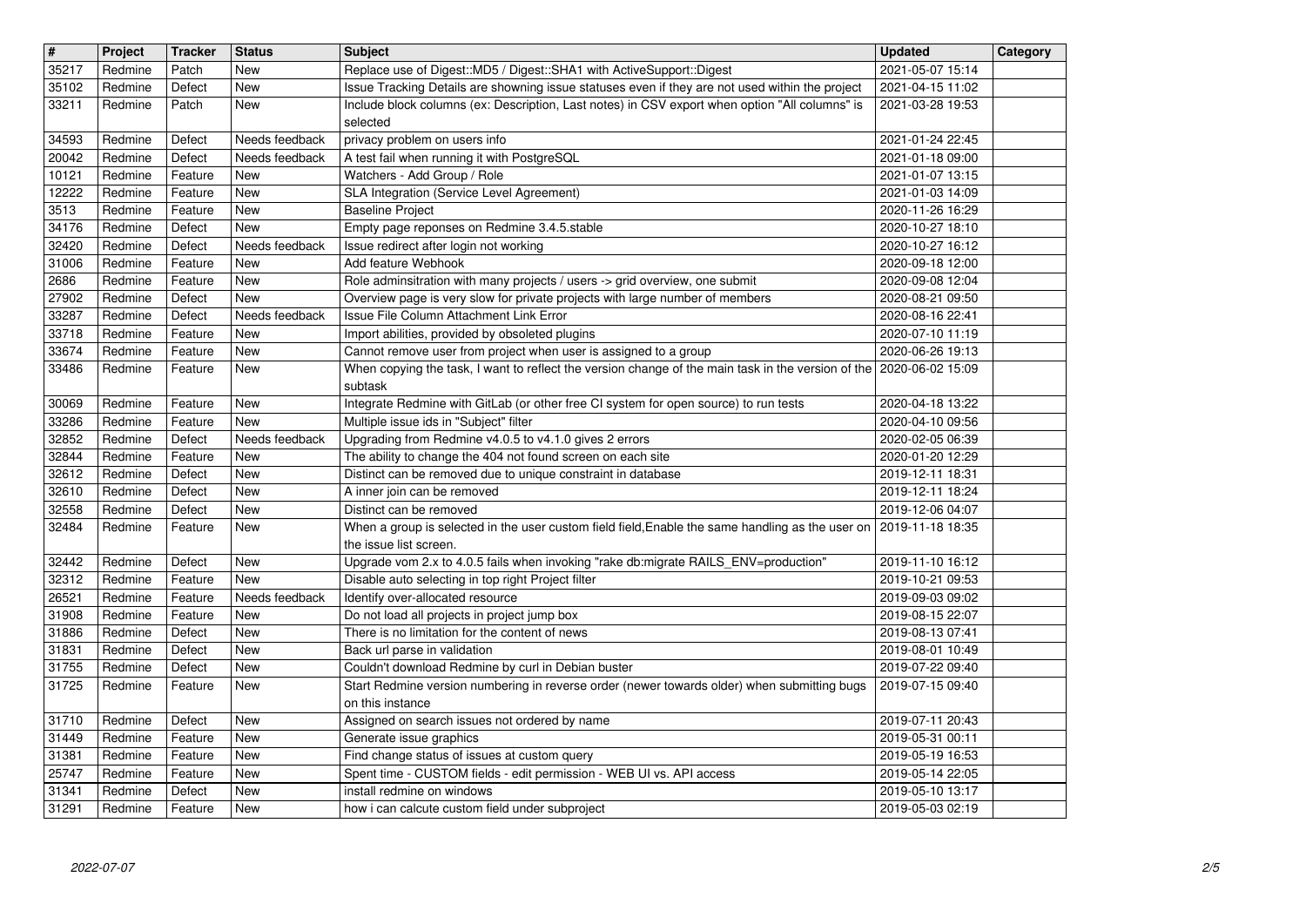| # | Project | Tracker | Status | Subject | Updated | Category |
|---|---|---|---|---|---|---|
| 35217 | Redmine | Patch | New | Replace use of Digest::MD5 / Digest::SHA1 with ActiveSupport::Digest | 2021-05-07 15:14 | |
| 35102 | Redmine | Defect | New | Issue Tracking Details are showning issue statuses even if they are not used within the project | 2021-04-15 11:02 | |
| 33211 | Redmine | Patch | New | Include block columns (ex: Description, Last notes) in CSV export when option "All columns" is selected | 2021-03-28 19:53 | |
| 34593 | Redmine | Defect | Needs feedback | privacy problem on users info | 2021-01-24 22:45 | |
| 20042 | Redmine | Defect | Needs feedback | A test fail when running it with PostgreSQL | 2021-01-18 09:00 | |
| 10121 | Redmine | Feature | New | Watchers - Add Group / Role | 2021-01-07 13:15 | |
| 12222 | Redmine | Feature | New | SLA Integration (Service Level Agreement) | 2021-01-03 14:09 | |
| 3513 | Redmine | Feature | New | Baseline Project | 2020-11-26 16:29 | |
| 34176 | Redmine | Defect | New | Empty page reponses on Redmine 3.4.5.stable | 2020-10-27 18:10 | |
| 32420 | Redmine | Defect | Needs feedback | Issue redirect after login not working | 2020-10-27 16:12 | |
| 31006 | Redmine | Feature | New | Add feature Webhook | 2020-09-18 12:00 | |
| 2686 | Redmine | Feature | New | Role adminsitration with many projects / users -> grid overview, one submit | 2020-09-08 12:04 | |
| 27902 | Redmine | Defect | New | Overview page is very slow for private projects with large number of members | 2020-08-21 09:50 | |
| 33287 | Redmine | Defect | Needs feedback | Issue File Column Attachment Link Error | 2020-08-16 22:41 | |
| 33718 | Redmine | Feature | New | Import abilities, provided by obsoleted plugins | 2020-07-10 11:19 | |
| 33674 | Redmine | Feature | New | Cannot remove user from project when user is assigned to a group | 2020-06-26 19:13 | |
| 33486 | Redmine | Feature | New | When copying the task, I want to reflect the version change of the main task in the version of the subtask | 2020-06-02 15:09 | |
| 30069 | Redmine | Feature | New | Integrate Redmine with GitLab (or other free CI system for open source) to run tests | 2020-04-18 13:22 | |
| 33286 | Redmine | Feature | New | Multiple issue ids in "Subject" filter | 2020-04-10 09:56 | |
| 32852 | Redmine | Defect | Needs feedback | Upgrading from Redmine v4.0.5 to v4.1.0 gives 2 errors | 2020-02-05 06:39 | |
| 32844 | Redmine | Feature | New | The ability to change the 404 not found screen on each site | 2020-01-20 12:29 | |
| 32612 | Redmine | Defect | New | Distinct can be removed due to unique constraint in database | 2019-12-11 18:31 | |
| 32610 | Redmine | Defect | New | A inner join can be removed | 2019-12-11 18:24 | |
| 32558 | Redmine | Defect | New | Distinct can be removed | 2019-12-06 04:07 | |
| 32484 | Redmine | Feature | New | When a group is selected in the user custom field field,Enable the same handling as the user on the issue list screen. | 2019-11-18 18:35 | |
| 32442 | Redmine | Defect | New | Upgrade vom 2.x to 4.0.5 fails when invoking "rake db:migrate RAILS_ENV=production" | 2019-11-10 16:12 | |
| 32312 | Redmine | Feature | New | Disable auto selecting in top right Project filter | 2019-10-21 09:53 | |
| 26521 | Redmine | Feature | Needs feedback | Identify over-allocated resource | 2019-09-03 09:02 | |
| 31908 | Redmine | Feature | New | Do not load all projects in project jump box | 2019-08-15 22:07 | |
| 31886 | Redmine | Defect | New | There is no limitation for the content of news | 2019-08-13 07:41 | |
| 31831 | Redmine | Defect | New | Back url parse in validation | 2019-08-01 10:49 | |
| 31755 | Redmine | Defect | New | Couldn't download Redmine by curl in Debian buster | 2019-07-22 09:40 | |
| 31725 | Redmine | Feature | New | Start Redmine version numbering in reverse order (newer towards older) when submitting bugs on this instance | 2019-07-15 09:40 | |
| 31710 | Redmine | Defect | New | Assigned on search issues not ordered by name | 2019-07-11 20:43 | |
| 31449 | Redmine | Feature | New | Generate issue graphics | 2019-05-31 00:11 | |
| 31381 | Redmine | Feature | New | Find change status of issues at custom query | 2019-05-19 16:53 | |
| 25747 | Redmine | Feature | New | Spent time - CUSTOM fields - edit permission - WEB UI vs. API access | 2019-05-14 22:05 | |
| 31341 | Redmine | Defect | New | install redmine on windows | 2019-05-10 13:17 | |
| 31291 | Redmine | Feature | New | how i can calcute custom field under subproject | 2019-05-03 02:19 | |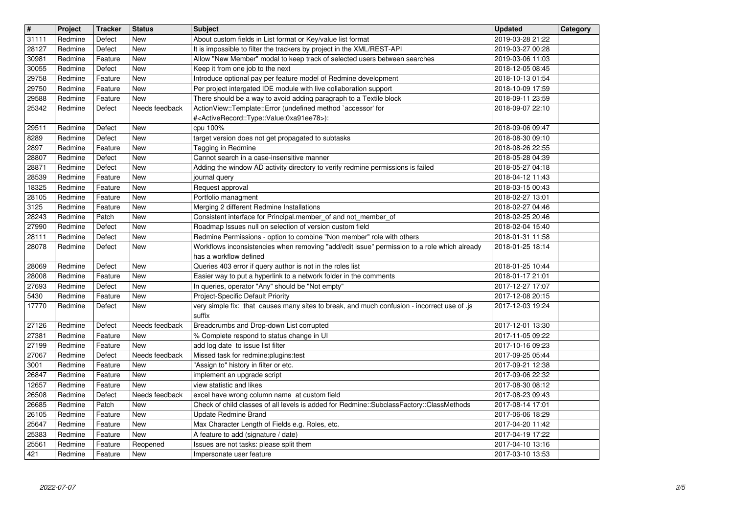| # | Project | Tracker | Status | Subject | Updated | Category |
|---|---|---|---|---|---|---|
| 31111 | Redmine | Defect | New | About custom fields in List format or Key/value list format | 2019-03-28 21:22 | |
| 28127 | Redmine | Defect | New | It is impossible to filter the trackers by project in the XML/REST-API | 2019-03-27 00:28 | |
| 30981 | Redmine | Feature | New | Allow "New Member" modal to keep track of selected users between searches | 2019-03-06 11:03 | |
| 30055 | Redmine | Defect | New | Keep it from one job to the next | 2018-12-05 08:45 | |
| 29758 | Redmine | Feature | New | Introduce optional pay per feature model of Redmine development | 2018-10-13 01:54 | |
| 29750 | Redmine | Feature | New | Per project intergated IDE module with live collaboration support | 2018-10-09 17:59 | |
| 29588 | Redmine | Feature | New | There should be a way to avoid adding paragraph to a Textile block | 2018-09-11 23:59 | |
| 25342 | Redmine | Defect | Needs feedback | ActionView::Template::Error (undefined method `accessor' for #<ActiveRecord::Type::Value:0xa91ee78>): | 2018-09-07 22:10 | |
| 29511 | Redmine | Defect | New | cpu 100% | 2018-09-06 09:47 | |
| 8289 | Redmine | Defect | New | target version does not get propagated to subtasks | 2018-08-30 09:10 | |
| 2897 | Redmine | Feature | New | Tagging in Redmine | 2018-08-26 22:55 | |
| 28807 | Redmine | Defect | New | Cannot search in a case-insensitive manner | 2018-05-28 04:39 | |
| 28871 | Redmine | Defect | New | Adding the window AD activity directory to verify redmine permissions is failed | 2018-05-27 04:18 | |
| 28539 | Redmine | Feature | New | journal query | 2018-04-12 11:43 | |
| 18325 | Redmine | Feature | New | Request approval | 2018-03-15 00:43 | |
| 28105 | Redmine | Feature | New | Portfolio managment | 2018-02-27 13:01 | |
| 3125 | Redmine | Feature | New | Merging 2 different Redmine Installations | 2018-02-27 04:46 | |
| 28243 | Redmine | Patch | New | Consistent interface for Principal.member_of and not_member_of | 2018-02-25 20:46 | |
| 27990 | Redmine | Defect | New | Roadmap Issues null on selection of version custom field | 2018-02-04 15:40 | |
| 28111 | Redmine | Defect | New | Redmine Permissions - option to combine "Non member" role with others | 2018-01-31 11:58 | |
| 28078 | Redmine | Defect | New | Workflows inconsistencies when removing "add/edit issue" permission to a role which already has a workflow defined | 2018-01-25 18:14 | |
| 28069 | Redmine | Defect | New | Queries 403 error if query author is not in the roles list | 2018-01-25 10:44 | |
| 28008 | Redmine | Feature | New | Easier way to put a hyperlink to a network folder in the comments | 2018-01-17 21:01 | |
| 27693 | Redmine | Defect | New | In queries, operator "Any" should be "Not empty" | 2017-12-27 17:07 | |
| 5430 | Redmine | Feature | New | Project-Specific Default Priority | 2017-12-08 20:15 | |
| 17770 | Redmine | Defect | New | very simple fix: that causes many sites to break, and much confusion - incorrect use of .js suffix | 2017-12-03 19:24 | |
| 27126 | Redmine | Defect | Needs feedback | Breadcrumbs and Drop-down List corrupted | 2017-12-01 13:30 | |
| 27381 | Redmine | Feature | New | % Complete respond to status change in UI | 2017-11-05 09:22 | |
| 27199 | Redmine | Feature | New | add log date to issue list filter | 2017-10-16 09:23 | |
| 27067 | Redmine | Defect | Needs feedback | Missed task for redmine:plugins:test | 2017-09-25 05:44 | |
| 3001 | Redmine | Feature | New | "Assign to" history in filter or etc. | 2017-09-21 12:38 | |
| 26847 | Redmine | Feature | New | implement an upgrade script | 2017-09-06 22:32 | |
| 12657 | Redmine | Feature | New | view statistic and likes | 2017-08-30 08:12 | |
| 26508 | Redmine | Defect | Needs feedback | excel have wrong column name at custom field | 2017-08-23 09:43 | |
| 26685 | Redmine | Patch | New | Check of child classes of all levels is added for Redmine::SubclassFactory::ClassMethods | 2017-08-14 17:01 | |
| 26105 | Redmine | Feature | New | Update Redmine Brand | 2017-06-06 18:29 | |
| 25647 | Redmine | Feature | New | Max Character Length of Fields e.g. Roles, etc. | 2017-04-20 11:42 | |
| 25383 | Redmine | Feature | New | A feature to add (signature / date) | 2017-04-19 17:22 | |
| 25561 | Redmine | Feature | Reopened | Issues are not tasks: please split them | 2017-04-10 13:16 | |
| 421 | Redmine | Feature | New | Impersonate user feature | 2017-03-10 13:53 | |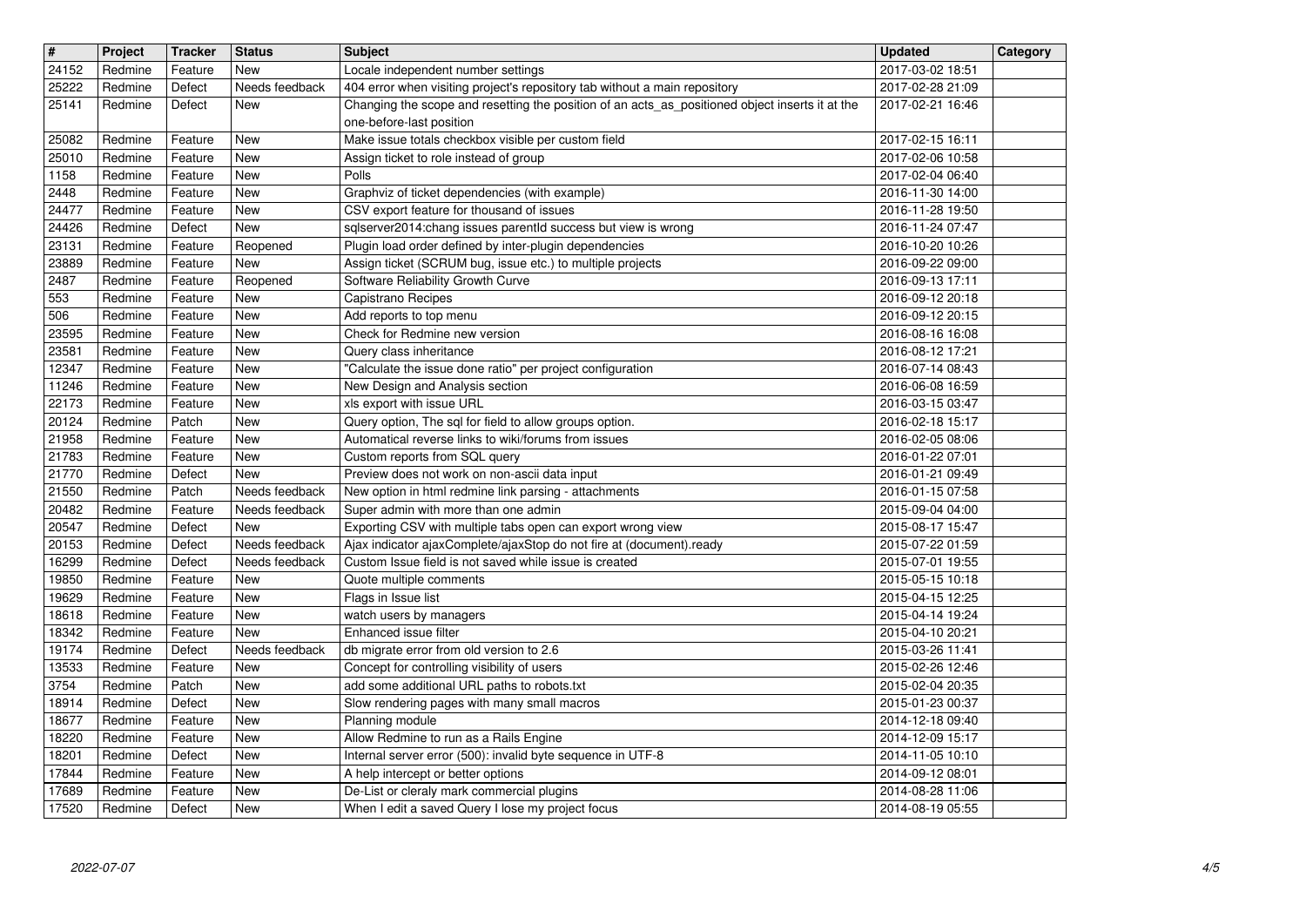| # | Project | Tracker | Status | Subject | Updated | Category |
|---|---|---|---|---|---|---|
| 24152 | Redmine | Feature | New | Locale independent number settings | 2017-03-02 18:51 | |
| 25222 | Redmine | Defect | Needs feedback | 404 error when visiting project's repository tab without a main repository | 2017-02-28 21:09 | |
| 25141 | Redmine | Defect | New | Changing the scope and resetting the position of an acts_as_positioned object inserts it at the one-before-last position | 2017-02-21 16:46 | |
| 25082 | Redmine | Feature | New | Make issue totals checkbox visible per custom field | 2017-02-15 16:11 | |
| 25010 | Redmine | Feature | New | Assign ticket to role instead of group | 2017-02-06 10:58 | |
| 1158 | Redmine | Feature | New | Polls | 2017-02-04 06:40 | |
| 2448 | Redmine | Feature | New | Graphviz of ticket dependencies (with example) | 2016-11-30 14:00 | |
| 24477 | Redmine | Feature | New | CSV export feature for thousand of issues | 2016-11-28 19:50 | |
| 24426 | Redmine | Defect | New | sqlserver2014:chang issues parentId success but view is wrong | 2016-11-24 07:47 | |
| 23131 | Redmine | Feature | Reopened | Plugin load order defined by inter-plugin dependencies | 2016-10-20 10:26 | |
| 23889 | Redmine | Feature | New | Assign ticket (SCRUM bug, issue etc.) to multiple projects | 2016-09-22 09:00 | |
| 2487 | Redmine | Feature | Reopened | Software Reliability Growth Curve | 2016-09-13 17:11 | |
| 553 | Redmine | Feature | New | Capistrano Recipes | 2016-09-12 20:18 | |
| 506 | Redmine | Feature | New | Add reports to top menu | 2016-09-12 20:15 | |
| 23595 | Redmine | Feature | New | Check for Redmine new version | 2016-08-16 16:08 | |
| 23581 | Redmine | Feature | New | Query class inheritance | 2016-08-12 17:21 | |
| 12347 | Redmine | Feature | New | "Calculate the issue done ratio" per project configuration | 2016-07-14 08:43 | |
| 11246 | Redmine | Feature | New | New Design and Analysis section | 2016-06-08 16:59 | |
| 22173 | Redmine | Feature | New | xls export with issue URL | 2016-03-15 03:47 | |
| 20124 | Redmine | Patch | New | Query option, The sql for field to allow groups option. | 2016-02-18 15:17 | |
| 21958 | Redmine | Feature | New | Automatical reverse links to wiki/forums from issues | 2016-02-05 08:06 | |
| 21783 | Redmine | Feature | New | Custom reports from SQL query | 2016-01-22 07:01 | |
| 21770 | Redmine | Defect | New | Preview does not work on non-ascii data input | 2016-01-21 09:49 | |
| 21550 | Redmine | Patch | Needs feedback | New option in html redmine link parsing - attachments | 2016-01-15 07:58 | |
| 20482 | Redmine | Feature | Needs feedback | Super admin with more than one admin | 2015-09-04 04:00 | |
| 20547 | Redmine | Defect | New | Exporting CSV with multiple tabs open can export wrong view | 2015-08-17 15:47 | |
| 20153 | Redmine | Defect | Needs feedback | Ajax indicator ajaxComplete/ajaxStop do not fire at (document).ready | 2015-07-22 01:59 | |
| 16299 | Redmine | Defect | Needs feedback | Custom Issue field is not saved while issue is created | 2015-07-01 19:55 | |
| 19850 | Redmine | Feature | New | Quote multiple comments | 2015-05-15 10:18 | |
| 19629 | Redmine | Feature | New | Flags in Issue list | 2015-04-15 12:25 | |
| 18618 | Redmine | Feature | New | watch users by managers | 2015-04-14 19:24 | |
| 18342 | Redmine | Feature | New | Enhanced issue filter | 2015-04-10 20:21 | |
| 19174 | Redmine | Defect | Needs feedback | db migrate error from old version to 2.6 | 2015-03-26 11:41 | |
| 13533 | Redmine | Feature | New | Concept for controlling visibility of users | 2015-02-26 12:46 | |
| 3754 | Redmine | Patch | New | add some additional URL paths to robots.txt | 2015-02-04 20:35 | |
| 18914 | Redmine | Defect | New | Slow rendering pages with many small macros | 2015-01-23 00:37 | |
| 18677 | Redmine | Feature | New | Planning module | 2014-12-18 09:40 | |
| 18220 | Redmine | Feature | New | Allow Redmine to run as a Rails Engine | 2014-12-09 15:17 | |
| 18201 | Redmine | Defect | New | Internal server error (500): invalid byte sequence in UTF-8 | 2014-11-05 10:10 | |
| 17844 | Redmine | Feature | New | A help intercept or better options | 2014-09-12 08:01 | |
| 17689 | Redmine | Feature | New | De-List or cleraly mark commercial plugins | 2014-08-28 11:06 | |
| 17520 | Redmine | Defect | New | When I edit a saved Query I lose my project focus | 2014-08-19 05:55 | |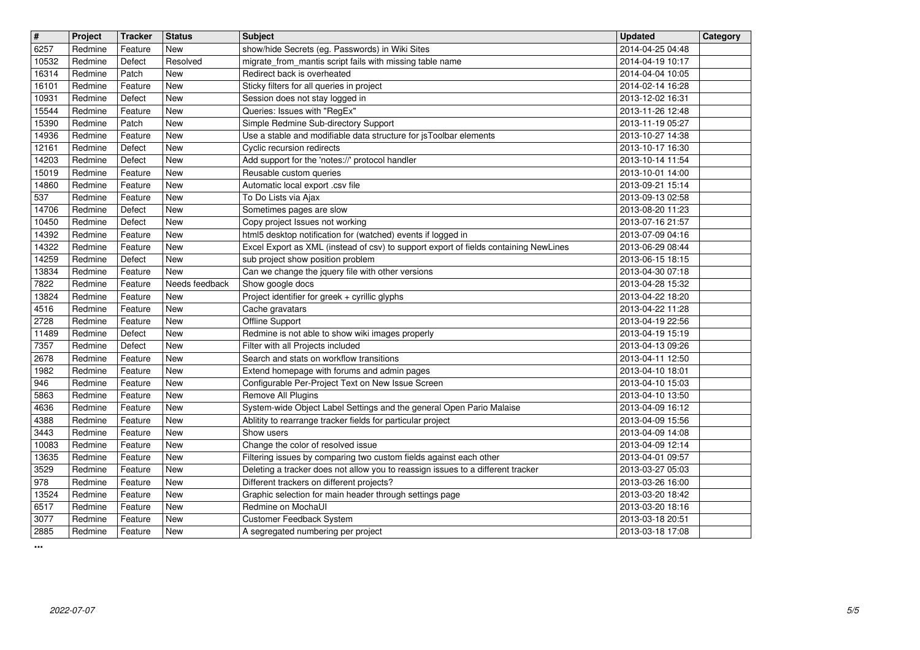| # | Project | Tracker | Status | Subject | Updated | Category |
| --- | --- | --- | --- | --- | --- | --- |
| 6257 | Redmine | Feature | New | show/hide Secrets (eg. Passwords) in Wiki Sites | 2014-04-25 04:48 | |
| 10532 | Redmine | Defect | Resolved | migrate_from_mantis script fails with missing table name | 2014-04-19 10:17 | |
| 16314 | Redmine | Patch | New | Redirect back is overheated | 2014-04-04 10:05 | |
| 16101 | Redmine | Feature | New | Sticky filters for all queries in project | 2014-02-14 16:28 | |
| 10931 | Redmine | Defect | New | Session does not stay logged in | 2013-12-02 16:31 | |
| 15544 | Redmine | Feature | New | Queries: Issues with "RegEx" | 2013-11-26 12:48 | |
| 15390 | Redmine | Patch | New | Simple Redmine Sub-directory Support | 2013-11-19 05:27 | |
| 14936 | Redmine | Feature | New | Use a stable and modifiable data structure for jsToolbar elements | 2013-10-27 14:38 | |
| 12161 | Redmine | Defect | New | Cyclic recursion redirects | 2013-10-17 16:30 | |
| 14203 | Redmine | Defect | New | Add support for the 'notes://' protocol handler | 2013-10-14 11:54 | |
| 15019 | Redmine | Feature | New | Reusable custom queries | 2013-10-01 14:00 | |
| 14860 | Redmine | Feature | New | Automatic local export .csv file | 2013-09-21 15:14 | |
| 537 | Redmine | Feature | New | To Do Lists via Ajax | 2013-09-13 02:58 | |
| 14706 | Redmine | Defect | New | Sometimes pages are slow | 2013-08-20 11:23 | |
| 10450 | Redmine | Defect | New | Copy project Issues not working | 2013-07-16 21:57 | |
| 14392 | Redmine | Feature | New | html5 desktop notification for (watched) events if logged in | 2013-07-09 04:16 | |
| 14322 | Redmine | Feature | New | Excel Export as XML (instead of csv) to support export of fields containing NewLines | 2013-06-29 08:44 | |
| 14259 | Redmine | Defect | New | sub project show position problem | 2013-06-15 18:15 | |
| 13834 | Redmine | Feature | New | Can we change the jquery file with other versions | 2013-04-30 07:18 | |
| 7822 | Redmine | Feature | Needs feedback | Show google docs | 2013-04-28 15:32 | |
| 13824 | Redmine | Feature | New | Project identifier for greek + cyrillic glyphs | 2013-04-22 18:20 | |
| 4516 | Redmine | Feature | New | Cache gravatars | 2013-04-22 11:28 | |
| 2728 | Redmine | Feature | New | Offline Support | 2013-04-19 22:56 | |
| 11489 | Redmine | Defect | New | Redmine is not able to show wiki images properly | 2013-04-19 15:19 | |
| 7357 | Redmine | Defect | New | Filter with all Projects included | 2013-04-13 09:26 | |
| 2678 | Redmine | Feature | New | Search and stats on workflow transitions | 2013-04-11 12:50 | |
| 1982 | Redmine | Feature | New | Extend homepage with forums and admin pages | 2013-04-10 18:01 | |
| 946 | Redmine | Feature | New | Configurable Per-Project Text on New Issue Screen | 2013-04-10 15:03 | |
| 5863 | Redmine | Feature | New | Remove All Plugins | 2013-04-10 13:50 | |
| 4636 | Redmine | Feature | New | System-wide Object Label Settings and the general Open Pario Malaise | 2013-04-09 16:12 | |
| 4388 | Redmine | Feature | New | Ablitity to rearrange tracker fields for particular project | 2013-04-09 15:56 | |
| 3443 | Redmine | Feature | New | Show users | 2013-04-09 14:08 | |
| 10083 | Redmine | Feature | New | Change the color of resolved issue | 2013-04-09 12:14 | |
| 13635 | Redmine | Feature | New | Filtering issues by comparing two custom fields against each other | 2013-04-01 09:57 | |
| 3529 | Redmine | Feature | New | Deleting a tracker does not allow you to reassign issues to a different tracker | 2013-03-27 05:03 | |
| 978 | Redmine | Feature | New | Different trackers on different projects? | 2013-03-26 16:00 | |
| 13524 | Redmine | Feature | New | Graphic selection for main header through settings page | 2013-03-20 18:42 | |
| 6517 | Redmine | Feature | New | Redmine on MochaUI | 2013-03-20 18:16 | |
| 3077 | Redmine | Feature | New | Customer Feedback System | 2013-03-18 20:51 | |
| 2885 | Redmine | Feature | New | A segregated numbering per project | 2013-03-18 17:08 | |

...